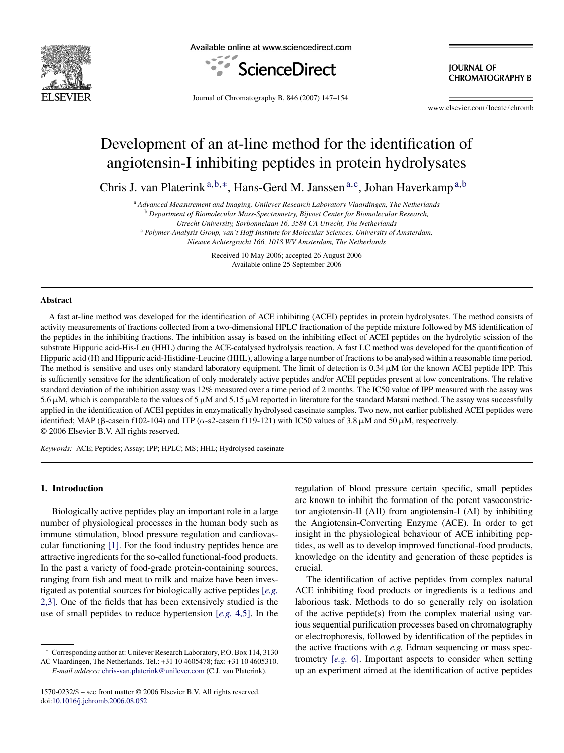# Development of an at-line method for the identification of angiotensin-I inhibiting peptides in protein hydrolysates

Chris J. van Platerink[a,b,*], Hans-Gerd M. Janssen[a,c], Johan Haverkamp[a,b]

[a] *Advanced Measurement and Imaging, Unilever Research Laboratory Vlaardingen, The Netherlands*
[b] *Department of Biomolecular Mass-Spectrometry, Bijvoet Center for Biomolecular Research, Utrecht University, Sorbonnelaan 16, 3584 CA Utrecht, The Netherlands*
[c] *Polymer-Analysis Group, van't Hoff Institute for Molecular Sciences, University of Amsterdam, Nieuwe Achtergracht 166, 1018 WV Amsterdam, The Netherlands*

Received 10 May 2006; accepted 26 August 2006
Available online 25 September 2006

## Abstract

A fast at-line method was developed for the identification of ACE inhibiting (ACEI) peptides in protein hydrolysates. The method consists of activity measurements of fractions collected from a two-dimensional HPLC fractionation of the peptide mixture followed by MS identification of the peptides in the inhibiting fractions. The inhibition assay is based on the inhibiting effect of ACEI peptides on the hydrolytic scission of the substrate Hippuric acid-His-Leu (HHL) during the ACE-catalysed hydrolysis reaction. A fast LC method was developed for the quantification of Hippuric acid (H) and Hippuric acid-Histidine-Leucine (HHL), allowing a large number of fractions to be analysed within a reasonable time period. The method is sensitive and uses only standard laboratory equipment. The limit of detection is 0.34 μM for the known ACEI peptide IPP. This is sufficiently sensitive for the identification of only moderately active peptides and/or ACEI peptides present at low concentrations. The relative standard deviation of the inhibition assay was 12% measured over a time period of 2 months. The IC50 value of IPP measured with the assay was 5.6 μM, which is comparable to the values of 5 μM and 5.15 μM reported in literature for the standard Matsui method. The assay was successfully applied in the identification of ACEI peptides in enzymatically hydrolysed caseinate samples. Two new, not earlier published ACEI peptides were identified; MAP (β-casein f102-104) and ITP (α-s2-casein f119-121) with IC50 values of 3.8 μM and 50 μM, respectively.
© 2006 Elsevier B.V. All rights reserved.

*Keywords:* ACE; Peptides; Assay; IPP; HPLC; MS; HHL; Hydrolysed caseinate

## 1. Introduction

Biologically active peptides play an important role in a large number of physiological processes in the human body such as immune stimulation, blood pressure regulation and cardiovascular functioning [1]. For the food industry peptides hence are attractive ingredients for the so-called functional-food products. In the past a variety of food-grade protein-containing sources, ranging from fish and meat to milk and maize have been investigated as potential sources for biologically active peptides [*e.g.* 2,3]. One of the fields that has been extensively studied is the use of small peptides to reduce hypertension [*e.g.* 4,5]. In the regulation of blood pressure certain specific, small peptides are known to inhibit the formation of the potent vasoconstrictor angiotensin-II (AII) from angiotensin-I (AI) by inhibiting the Angiotensin-Converting Enzyme (ACE). In order to get insight in the physiological behaviour of ACE inhibiting peptides, as well as to develop improved functional-food products, knowledge on the identity and generation of these peptides is crucial.

The identification of active peptides from complex natural ACE inhibiting food products or ingredients is a tedious and laborious task. Methods to do so generally rely on isolation of the active peptide(s) from the complex material using various sequential purification processes based on chromatography or electrophoresis, followed by identification of the peptides in the active fractions with *e.g.* Edman sequencing or mass spectrometry [*e.g.* 6]. Important aspects to consider when setting up an experiment aimed at the identification of active peptides

\* Corresponding author at: Unilever Research Laboratory, P.O. Box 114, 3130 AC Vlaardingen, The Netherlands. Tel.: +31 10 4605478; fax: +31 10 4605310.
*E-mail address:* chris-van.platerink@unilever.com (C.J. van Platerink).

1570-0232/$ – see front matter © 2006 Elsevier B.V. All rights reserved.
doi:10.1016/j.jchromb.2006.08.052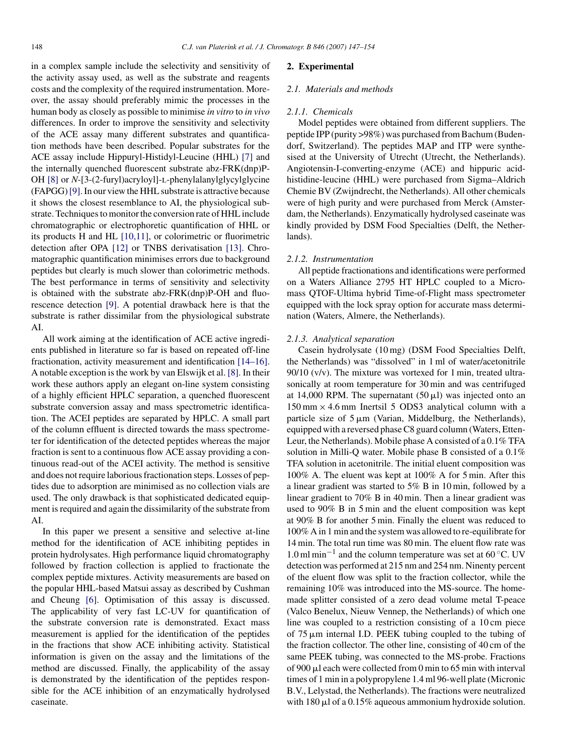in a complex sample include the selectivity and sensitivity of the activity assay used, as well as the substrate and reagents costs and the complexity of the required instrumentation. Moreover, the assay should preferably mimic the processes in the human body as closely as possible to minimise *in vitro* to *in vivo* differences. In order to improve the sensitivity and selectivity of the ACE assay many different substrates and quantification methods have been described. Popular substrates for the ACE assay include Hippuryl-Histidyl-Leucine (HHL) [7] and the internally quenched fluorescent substrate abz-FRK(dnp)P-OH [8] or *N*-[3-(2-furyl)acryloyl]-L-phenylalanylglycylglycine (FAPGG) [9]. In our view the HHL substrate is attractive because it shows the closest resemblance to AI, the physiological substrate. Techniques to monitor the conversion rate of HHL include chromatographic or electrophoretic quantification of HHL or its products H and HL [10,11], or colorimetric or fluorimetric detection after OPA [12] or TNBS derivatisation [13]. Chromatographic quantification minimises errors due to background peptides but clearly is much slower than colorimetric methods. The best performance in terms of sensitivity and selectivity is obtained with the substrate abz-FRK(dnp)P-OH and fluorescence detection [9]. A potential drawback here is that the substrate is rather dissimilar from the physiological substrate AI.

All work aiming at the identification of ACE active ingredients published in literature so far is based on repeated off-line fractionation, activity measurement and identification [14–16]. A notable exception is the work by van Elswijk et al. [8]. In their work these authors apply an elegant on-line system consisting of a highly efficient HPLC separation, a quenched fluorescent substrate conversion assay and mass spectrometric identification. The ACEI peptides are separated by HPLC. A small part of the column effluent is directed towards the mass spectrometer for identification of the detected peptides whereas the major fraction is sent to a continuous flow ACE assay providing a continuous read-out of the ACEI activity. The method is sensitive and does not require laborious fractionation steps. Losses of peptides due to adsorption are minimised as no collection vials are used. The only drawback is that sophisticated dedicated equipment is required and again the dissimilarity of the substrate from AI.

In this paper we present a sensitive and selective at-line method for the identification of ACE inhibiting peptides in protein hydrolysates. High performance liquid chromatography followed by fraction collection is applied to fractionate the complex peptide mixtures. Activity measurements are based on the popular HHL-based Matsui assay as described by Cushman and Cheung [6]. Optimisation of this assay is discussed. The applicability of very fast LC-UV for quantification of the substrate conversion rate is demonstrated. Exact mass measurement is applied for the identification of the peptides in the fractions that show ACE inhibiting activity. Statistical information is given on the assay and the limitations of the method are discussed. Finally, the applicability of the assay is demonstrated by the identification of the peptides responsible for the ACE inhibition of an enzymatically hydrolysed caseinate.

## 2. Experimental

### 2.1. Materials and methods

#### 2.1.1. Chemicals

Model peptides were obtained from different suppliers. The peptide IPP (purity >98%) was purchased from Bachum (Budendorf, Switzerland). The peptides MAP and ITP were synthesised at the University of Utrecht (Utrecht, the Netherlands). Angiotensin-I-converting-enzyme (ACE) and hippuric acid-histidine-leucine (HHL) were purchased from Sigma–Aldrich Chemie BV (Zwijndrecht, the Netherlands). All other chemicals were of high purity and were purchased from Merck (Amsterdam, the Netherlands). Enzymatically hydrolysed caseinate was kindly provided by DSM Food Specialties (Delft, the Netherlands).

#### 2.1.2. Instrumentation

All peptide fractionations and identifications were performed on a Waters Alliance 2795 HT HPLC coupled to a Micromass QTOF-Ultima hybrid Time-of-Flight mass spectrometer equipped with the lock spray option for accurate mass determination (Waters, Almere, the Netherlands).

#### 2.1.3. Analytical separation

Casein hydrolysate (10 mg) (DSM Food Specialties Delft, the Netherlands) was "dissolved" in 1 ml of water/acetonitrile 90/10 (v/v). The mixture was vortexed for 1 min, treated ultrasonically at room temperature for 30 min and was centrifuged at 14,000 RPM. The supernatant (50 μl) was injected onto an 150 mm × 4.6 mm Inertsil 5 ODS3 analytical column with a particle size of 5 μm (Varian, Middelburg, the Netherlands), equipped with a reversed phase C8 guard column (Waters, Etten-Leur, the Netherlands). Mobile phase A consisted of a 0.1% TFA solution in Milli-Q water. Mobile phase B consisted of a 0.1% TFA solution in acetonitrile. The initial eluent composition was 100% A. The eluent was kept at 100% A for 5 min. After this a linear gradient was started to 5% B in 10 min, followed by a linear gradient to 70% B in 40 min. Then a linear gradient was used to 90% B in 5 min and the eluent composition was kept at 90% B for another 5 min. Finally the eluent was reduced to 100% A in 1 min and the system was allowed to re-equilibrate for 14 min. The total run time was 80 min. The eluent flow rate was 1.0 ml min$^{-1}$ and the column temperature was set at 60 °C. UV detection was performed at 215 nm and 254 nm. Ninenty percent of the eluent flow was split to the fraction collector, while the remaining 10% was introduced into the MS-source. The home-made splitter consisted of a zero dead volume metal T-peace (Valco Benelux, Nieuw Vennep, the Netherlands) of which one line was coupled to a restriction consisting of a 10 cm piece of 75 μm internal I.D. PEEK tubing coupled to the tubing of the fraction collector. The other line, consisting of 40 cm of the same PEEK tubing, was connected to the MS-probe. Fractions of 900 μl each were collected from 0 min to 65 min with interval times of 1 min in a polypropylene 1.4 ml 96-well plate (Micronic B.V., Lelystad, the Netherlands). The fractions were neutralized with 180 μl of a 0.15% aqueous ammonium hydroxide solution.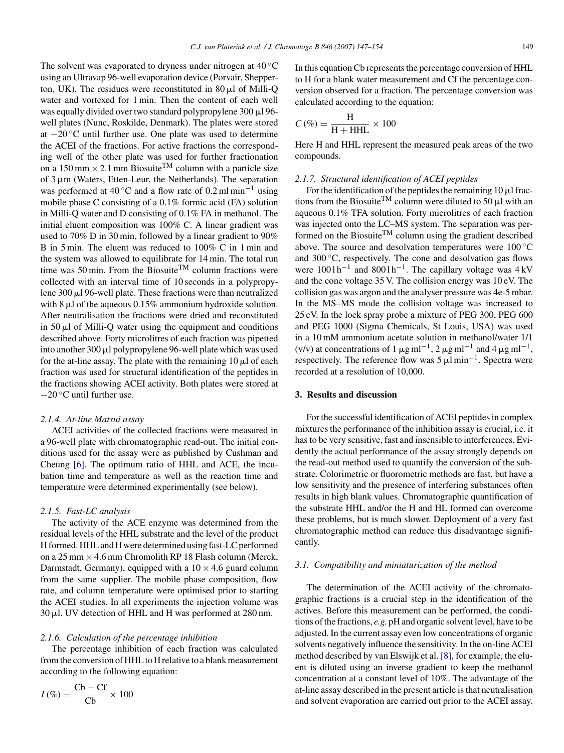The solvent was evaporated to dryness under nitrogen at 40 °C using an Ultravap 96-well evaporation device (Porvair, Shepperton, UK). The residues were reconstituted in 80 μl of Milli-Q water and vortexed for 1 min. Then the content of each well was equally divided over two standard polypropylene 300 μl 96-well plates (Nunc, Roskilde, Denmark). The plates were stored at −20 °C until further use. One plate was used to determine the ACEI of the fractions. For active fractions the corresponding well of the other plate was used for further fractionation on a 150 mm × 2.1 mm Biosuite™ column with a particle size of 3 μm (Waters, Etten-Leur, the Netherlands). The separation was performed at 40 °C and a flow rate of 0.2 ml min$^{-1}$ using mobile phase C consisting of a 0.1% formic acid (FA) solution in Milli-Q water and D consisting of 0.1% FA in methanol. The initial eluent composition was 100% C. A linear gradient was used to 70% D in 30 min, followed by a linear gradient to 90% B in 5 min. The eluent was reduced to 100% C in 1 min and the system was allowed to equilibrate for 14 min. The total run time was 50 min. From the Biosuite™ column fractions were collected with an interval time of 10 seconds in a polypropylene 300 μl 96-well plate. These fractions were than neutralized with 8 μl of the aqueous 0.15% ammonium hydroxide solution. After neutralisation the fractions were dried and reconstituted in 50 μl of Milli-Q water using the equipment and conditions described above. Forty microlitres of each fraction was pipetted into another 300 μl polypropylene 96-well plate which was used for the at-line assay. The plate with the remaining 10 μl of each fraction was used for structural identification of the peptides in the fractions showing ACEI activity. Both plates were stored at −20 °C until further use.

### 2.1.4. At-line Matsui assay

ACEI activities of the collected fractions were measured in a 96-well plate with chromatographic read-out. The initial conditions used for the assay were as published by Cushman and Cheung [6]. The optimum ratio of HHL and ACE, the incubation time and temperature as well as the reaction time and temperature were determined experimentally (see below).

### 2.1.5. Fast-LC analysis

The activity of the ACE enzyme was determined from the residual levels of the HHL substrate and the level of the product H formed. HHL and H were determined using fast-LC performed on a 25 mm × 4.6 mm Chromolith RP 18 Flash column (Merck, Darmstadt, Germany), equipped with a 10 × 4.6 guard column from the same supplier. The mobile phase composition, flow rate, and column temperature were optimised prior to starting the ACEI studies. In all experiments the injection volume was 30 μl. UV detection of HHL and H was performed at 280 nm.

### 2.1.6. Calculation of the percentage inhibition

The percentage inhibition of each fraction was calculated from the conversion of HHL to H relative to a blank measurement according to the following equation:

$$I\,(\%) = \frac{\mathrm{Cb} - \mathrm{Cf}}{\mathrm{Cb}} \times 100$$

In this equation Cb represents the percentage conversion of HHL to H for a blank water measurement and Cf the percentage conversion observed for a fraction. The percentage conversion was calculated according to the equation:

$$C\,(\%) = \frac{\mathrm{H}}{\mathrm{H} + \mathrm{HHL}} \times 100$$

Here H and HHL represent the measured peak areas of the two compounds.

### 2.1.7. Structural identification of ACEI peptides

For the identification of the peptides the remaining 10 μl fractions from the Biosuite™ column were diluted to 50 μl with an aqueous 0.1% TFA solution. Forty microlitres of each fraction was injected onto the LC–MS system. The separation was performed on the Biosuite™ column using the gradient described above. The source and desolvation temperatures were 100 °C and 300 °C, respectively. The cone and desolvation gas flows were 100 l h$^{-1}$ and 800 l h$^{-1}$. The capillary voltage was 4 kV and the cone voltage 35 V. The collision energy was 10 eV. The collision gas was argon and the analyser pressure was 4e-5 mbar. In the MS–MS mode the collision voltage was increased to 25 eV. In the lock spray probe a mixture of PEG 300, PEG 600 and PEG 1000 (Sigma Chemicals, St Louis, USA) was used in a 10 mM ammonium acetate solution in methanol/water 1/1 (v/v) at concentrations of 1 μg ml$^{-1}$, 2 μg ml$^{-1}$ and 4 μg ml$^{-1}$, respectively. The reference flow was 5 μl min$^{-1}$. Spectra were recorded at a resolution of 10,000.

## 3. Results and discussion

For the successful identification of ACEI peptides in complex mixtures the performance of the inhibition assay is crucial, i.e. it has to be very sensitive, fast and insensible to interferences. Evidently the actual performance of the assay strongly depends on the read-out method used to quantify the conversion of the substrate. Colorimetric or fluorometric methods are fast, but have a low sensitivity and the presence of interfering substances often results in high blank values. Chromatographic quantification of the substrate HHL and/or the H and HL formed can overcome these problems, but is much slower. Deployment of a very fast chromatographic method can reduce this disadvantage significantly.

### 3.1. Compatibility and miniaturization of the method

The determination of the ACEI activity of the chromatographic fractions is a crucial step in the identification of the actives. Before this measurement can be performed, the conditions of the fractions, *e.g.* pH and organic solvent level, have to be adjusted. In the current assay even low concentrations of organic solvents negatively influence the sensitivity. In the on-line ACEI method described by van Elswijk et al. [8], for example, the eluent is diluted using an inverse gradient to keep the methanol concentration at a constant level of 10%. The advantage of the at-line assay described in the present article is that neutralisation and solvent evaporation are carried out prior to the ACEI assay.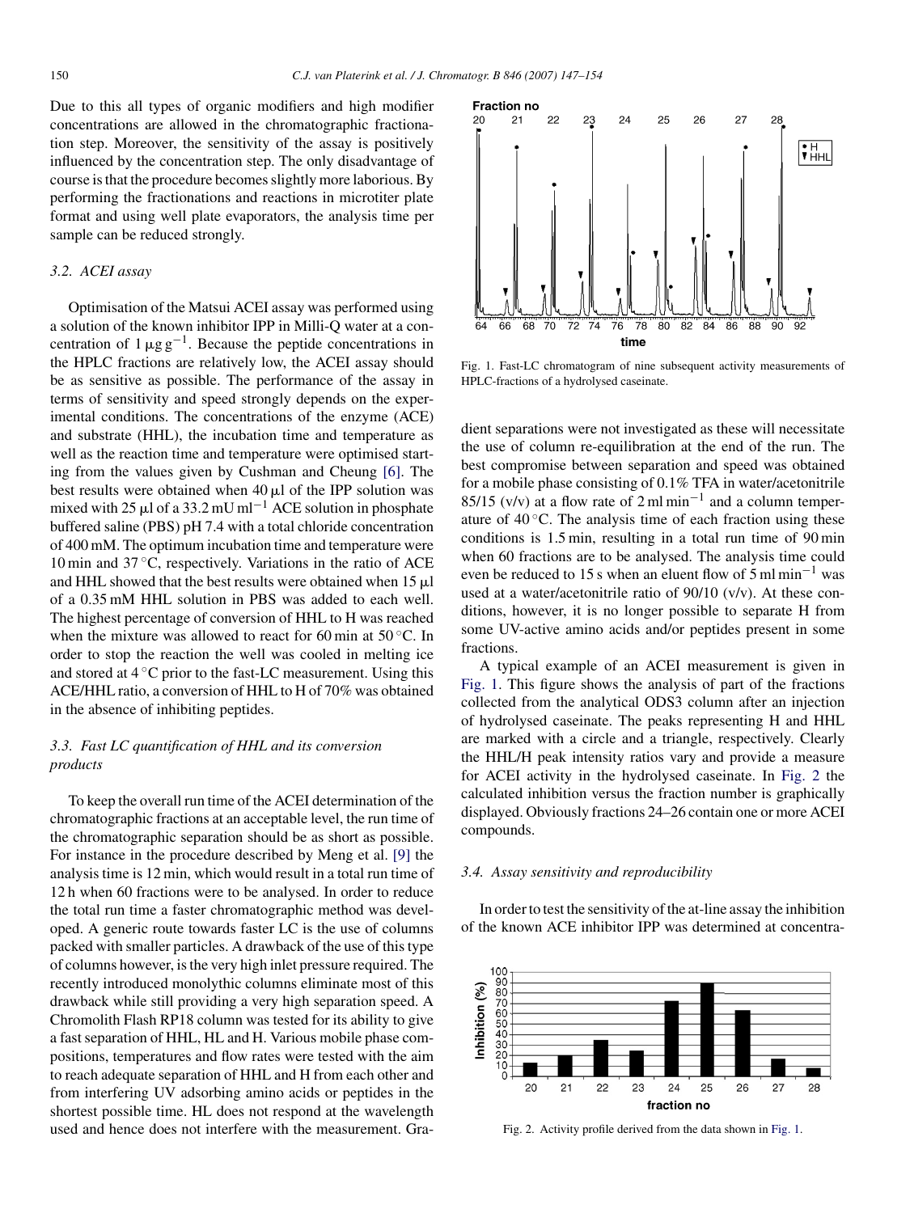Due to this all types of organic modifiers and high modifier concentrations are allowed in the chromatographic fractionation step. Moreover, the sensitivity of the assay is positively influenced by the concentration step. The only disadvantage of course is that the procedure becomes slightly more laborious. By performing the fractionations and reactions in microtiter plate format and using well plate evaporators, the analysis time per sample can be reduced strongly.

### 3.2. ACEI assay

Optimisation of the Matsui ACEI assay was performed using a solution of the known inhibitor IPP in Milli-Q water at a concentration of $1\ \mu g\ g^{-1}$. Because the peptide concentrations in the HPLC fractions are relatively low, the ACEI assay should be as sensitive as possible. The performance of the assay in terms of sensitivity and speed strongly depends on the experimental conditions. The concentrations of the enzyme (ACE) and substrate (HHL), the incubation time and temperature as well as the reaction time and temperature were optimised starting from the values given by Cushman and Cheung [6]. The best results were obtained when $40\ \mu l$ of the IPP solution was mixed with $25\ \mu l$ of a $33.2\ mU\ ml^{-1}$ ACE solution in phosphate buffered saline (PBS) pH 7.4 with a total chloride concentration of 400 mM. The optimum incubation time and temperature were 10 min and 37 °C, respectively. Variations in the ratio of ACE and HHL showed that the best results were obtained when $15\ \mu l$ of a 0.35 mM HHL solution in PBS was added to each well. The highest percentage of conversion of HHL to H was reached when the mixture was allowed to react for 60 min at 50 °C. In order to stop the reaction the well was cooled in melting ice and stored at 4 °C prior to the fast-LC measurement. Using this ACE/HHL ratio, a conversion of HHL to H of 70% was obtained in the absence of inhibiting peptides.

### 3.3. Fast LC quantification of HHL and its conversion products

To keep the overall run time of the ACEI determination of the chromatographic fractions at an acceptable level, the run time of the chromatographic separation should be as short as possible. For instance in the procedure described by Meng et al. [9] the analysis time is 12 min, which would result in a total run time of 12 h when 60 fractions were to be analysed. In order to reduce the total run time a faster chromatographic method was developed. A generic route towards faster LC is the use of columns packed with smaller particles. A drawback of the use of this type of columns however, is the very high inlet pressure required. The recently introduced monolythic columns eliminate most of this drawback while still providing a very high separation speed. A Chromolith Flash RP18 column was tested for its ability to give a fast separation of HHL, HL and H. Various mobile phase compositions, temperatures and flow rates were tested with the aim to reach adequate separation of HHL and H from each other and from interfering UV adsorbing amino acids or peptides in the shortest possible time. HL does not respond at the wavelength used and hence does not interfere with the measurement. Gradient separations were not investigated as these will necessitate the use of column re-equilibration at the end of the run. The best compromise between separation and speed was obtained for a mobile phase consisting of 0.1% TFA in water/acetonitrile 85/15 (v/v) at a flow rate of $2\ ml\ min^{-1}$ and a column temperature of 40 °C. The analysis time of each fraction using these conditions is 1.5 min, resulting in a total run time of 90 min when 60 fractions are to be analysed. The analysis time could even be reduced to 15 s when an eluent flow of $5\ ml\ min^{-1}$ was used at a water/acetonitrile ratio of 90/10 (v/v). At these conditions, however, it is no longer possible to separate H from some UV-active amino acids and/or peptides present in some fractions.

Fig. 1. Fast-LC chromatogram of nine subsequent activity measurements of HPLC-fractions of a hydrolysed caseinate.

A typical example of an ACEI measurement is given in Fig. 1. This figure shows the analysis of part of the fractions collected from the analytical ODS3 column after an injection of hydrolysed caseinate. The peaks representing H and HHL are marked with a circle and a triangle, respectively. Clearly the HHL/H peak intensity ratios vary and provide a measure for ACEI activity in the hydrolysed caseinate. In Fig. 2 the calculated inhibition versus the fraction number is graphically displayed. Obviously fractions 24–26 contain one or more ACEI compounds.

### 3.4. Assay sensitivity and reproducibility

In order to test the sensitivity of the at-line assay the inhibition of the known ACE inhibitor IPP was determined at concentra-

Fig. 2. Activity profile derived from the data shown in Fig. 1.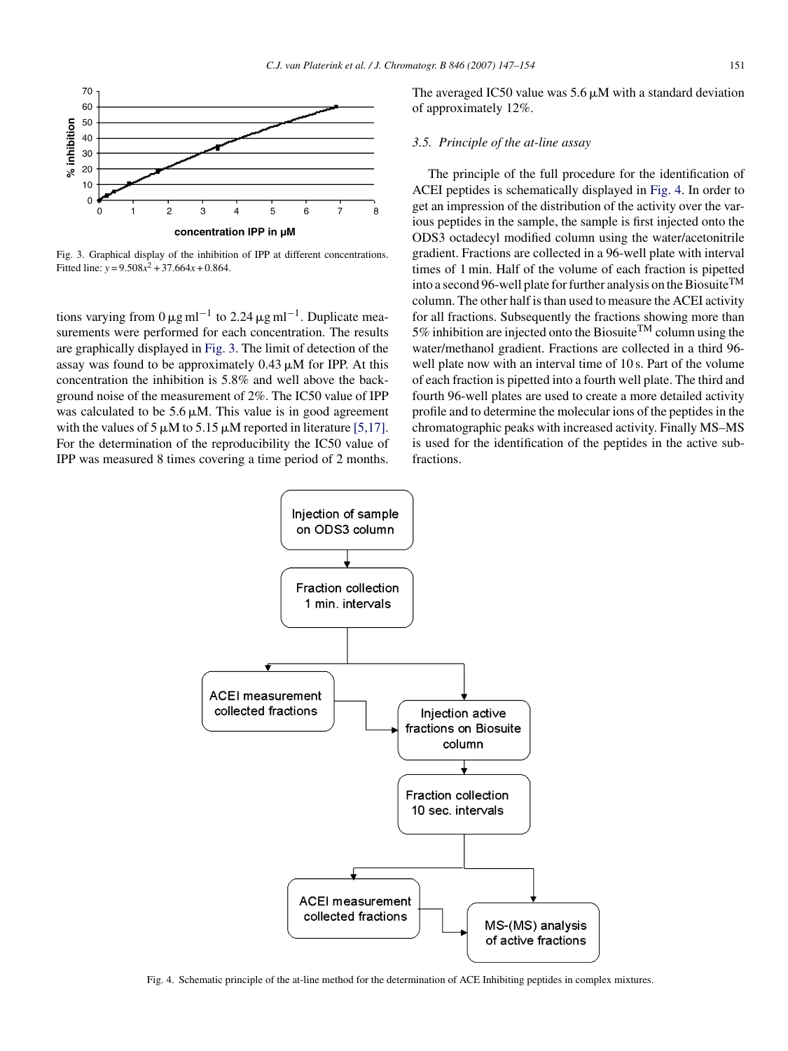Fig. 3. Graphical display of the inhibition of IPP at different concentrations. Fitted line: $y = 9.508x^2 + 37.664x + 0.864$.

tions varying from $0\ \mu g\,ml^{-1}$ to $2.24\ \mu g\,ml^{-1}$. Duplicate measurements were performed for each concentration. The results are graphically displayed in Fig. 3. The limit of detection of the assay was found to be approximately 0.43 μM for IPP. At this concentration the inhibition is 5.8% and well above the background noise of the measurement of 2%. The IC50 value of IPP was calculated to be 5.6 μM. This value is in good agreement with the values of 5 μM to 5.15 μM reported in literature [5,17]. For the determination of the reproducibility the IC50 value of IPP was measured 8 times covering a time period of 2 months. The averaged IC50 value was 5.6 μM with a standard deviation of approximately 12%.

### 3.5. Principle of the at-line assay

The principle of the full procedure for the identification of ACEI peptides is schematically displayed in Fig. 4. In order to get an impression of the distribution of the activity over the various peptides in the sample, the sample is first injected onto the ODS3 octadecyl modified column using the water/acetonitrile gradient. Fractions are collected in a 96-well plate with interval times of 1 min. Half of the volume of each fraction is pipetted into a second 96-well plate for further analysis on the Biosuite™ column. The other half is than used to measure the ACEI activity for all fractions. Subsequently the fractions showing more than 5% inhibition are injected onto the Biosuite™ column using the water/methanol gradient. Fractions are collected in a third 96-well plate now with an interval time of 10 s. Part of the volume of each fraction is pipetted into a fourth well plate. The third and fourth 96-well plates are used to create a more detailed activity profile and to determine the molecular ions of the peptides in the chromatographic peaks with increased activity. Finally MS–MS is used for the identification of the peptides in the active subfractions.

Fig. 4. Schematic principle of the at-line method for the determination of ACE Inhibiting peptides in complex mixtures.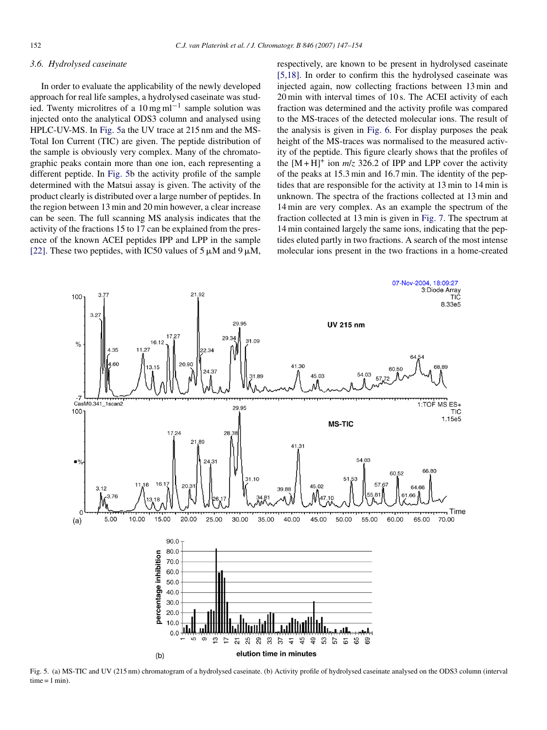### 3.6. Hydrolysed caseinate

In order to evaluate the applicability of the newly developed approach for real life samples, a hydrolysed caseinate was studied. Twenty microlitres of a $10\,\mathrm{mg\,ml^{-1}}$ sample solution was injected onto the analytical ODS3 column and analysed using HPLC-UV-MS. In Fig. 5a the UV trace at 215 nm and the MS-Total Ion Current (TIC) are given. The peptide distribution of the sample is obviously very complex. Many of the chromatographic peaks contain more than one ion, each representing a different peptide. In Fig. 5b the activity profile of the sample determined with the Matsui assay is given. The activity of the product clearly is distributed over a large number of peptides. In the region between 13 min and 20 min however, a clear increase can be seen. The full scanning MS analysis indicates that the activity of the fractions 15 to 17 can be explained from the presence of the known ACEI peptides IPP and LPP in the sample [22]. These two peptides, with IC50 values of 5 μM and 9 μM, respectively, are known to be present in hydrolysed caseinate [5,18]. In order to confirm this the hydrolysed caseinate was injected again, now collecting fractions between 13 min and 20 min with interval times of 10 s. The ACEI activity of each fraction was determined and the activity profile was compared to the MS-traces of the detected molecular ions. The result of the analysis is given in Fig. 6. For display purposes the peak height of the MS-traces was normalised to the measured activity of the peptide. This figure clearly shows that the profiles of the $[M+H]^+$ ion $m/z$ 326.2 of IPP and LPP cover the activity of the peaks at 15.3 min and 16.7 min. The identity of the peptides that are responsible for the activity at 13 min to 14 min is unknown. The spectra of the fractions collected at 13 min and 14 min are very complex. As an example the spectrum of the fraction collected at 13 min is given in Fig. 7. The spectrum at 14 min contained largely the same ions, indicating that the peptides eluted partly in two fractions. A search of the most intense molecular ions present in the two fractions in a home-created

Fig. 5. (a) MS-TIC and UV (215 nm) chromatogram of a hydrolysed caseinate. (b) Activity profile of hydrolysed caseinate analysed on the ODS3 column (interval time = 1 min).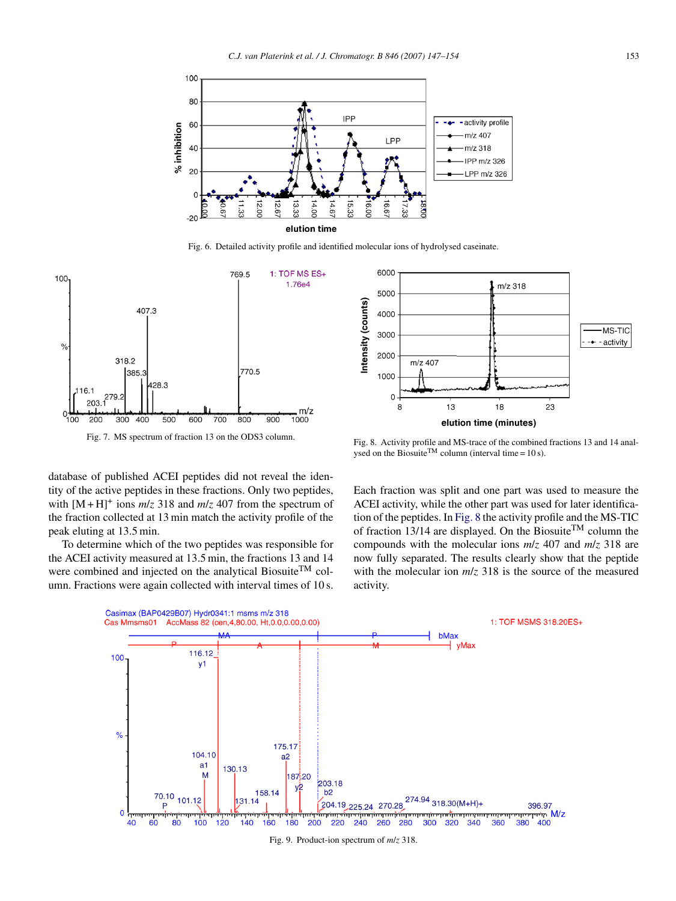Fig. 6. Detailed activity profile and identified molecular ions of hydrolysed caseinate.

Fig. 7. MS spectrum of fraction 13 on the ODS3 column.

Fig. 8. Activity profile and MS-trace of the combined fractions 13 and 14 analysed on the Biosuite™ column (interval time = 10 s).

database of published ACEI peptides did not reveal the identity of the active peptides in these fractions. Only two peptides, with $[M+H]^+$ ions $m/z$ 318 and $m/z$ 407 from the spectrum of the fraction collected at 13 min match the activity profile of the peak eluting at 13.5 min.

To determine which of the two peptides was responsible for the ACEI activity measured at 13.5 min, the fractions 13 and 14 were combined and injected on the analytical Biosuite™ column. Fractions were again collected with interval times of 10 s. Each fraction was split and one part was used to measure the ACEI activity, while the other part was used for later identification of the peptides. In Fig. 8 the activity profile and the MS-TIC of fraction 13/14 are displayed. On the Biosuite™ column the compounds with the molecular ions $m/z$ 407 and $m/z$ 318 are now fully separated. The results clearly show that the peptide with the molecular ion $m/z$ 318 is the source of the measured activity.

Fig. 9. Product-ion spectrum of $m/z$ 318.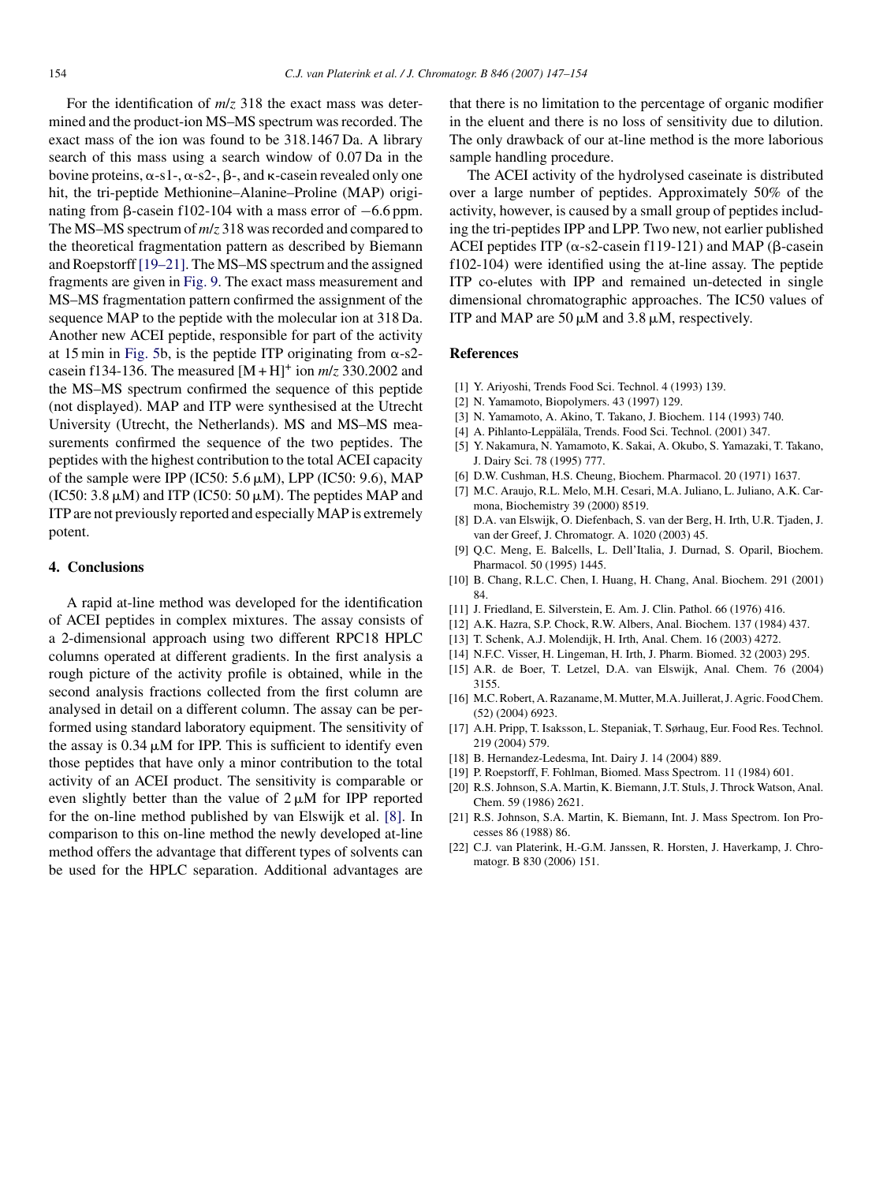For the identification of *m/z* 318 the exact mass was determined and the product-ion MS–MS spectrum was recorded. The exact mass of the ion was found to be 318.1467 Da. A library search of this mass using a search window of 0.07 Da in the bovine proteins, α-s1-, α-s2-, β-, and κ-casein revealed only one hit, the tri-peptide Methionine–Alanine–Proline (MAP) originating from β-casein f102-104 with a mass error of −6.6 ppm. The MS–MS spectrum of *m/z* 318 was recorded and compared to the theoretical fragmentation pattern as described by Biemann and Roepstorff [19–21]. The MS–MS spectrum and the assigned fragments are given in Fig. 9. The exact mass measurement and MS–MS fragmentation pattern confirmed the assignment of the sequence MAP to the peptide with the molecular ion at 318 Da. Another new ACEI peptide, responsible for part of the activity at 15 min in Fig. 5b, is the peptide ITP originating from α-s2-casein f134-136. The measured $[M+H]^+$ ion *m/z* 330.2002 and the MS–MS spectrum confirmed the sequence of this peptide (not displayed). MAP and ITP were synthesised at the Utrecht University (Utrecht, the Netherlands). MS and MS–MS measurements confirmed the sequence of the two peptides. The peptides with the highest contribution to the total ACEI capacity of the sample were IPP (IC50: 5.6 μM), LPP (IC50: 9.6), MAP (IC50: 3.8 μM) and ITP (IC50: 50 μM). The peptides MAP and ITP are not previously reported and especially MAP is extremely potent.

## 4. Conclusions

A rapid at-line method was developed for the identification of ACEI peptides in complex mixtures. The assay consists of a 2-dimensional approach using two different RPC18 HPLC columns operated at different gradients. In the first analysis a rough picture of the activity profile is obtained, while in the second analysis fractions collected from the first column are analysed in detail on a different column. The assay can be performed using standard laboratory equipment. The sensitivity of the assay is 0.34 μM for IPP. This is sufficient to identify even those peptides that have only a minor contribution to the total activity of an ACEI product. The sensitivity is comparable or even slightly better than the value of 2 μM for IPP reported for the on-line method published by van Elswijk et al. [8]. In comparison to this on-line method the newly developed at-line method offers the advantage that different types of solvents can be used for the HPLC separation. Additional advantages are that there is no limitation to the percentage of organic modifier in the eluent and there is no loss of sensitivity due to dilution. The only drawback of our at-line method is the more laborious sample handling procedure.

The ACEI activity of the hydrolysed caseinate is distributed over a large number of peptides. Approximately 50% of the activity, however, is caused by a small group of peptides including the tri-peptides IPP and LPP. Two new, not earlier published ACEI peptides ITP (α-s2-casein f119-121) and MAP (β-casein f102-104) were identified using the at-line assay. The peptide ITP co-elutes with IPP and remained un-detected in single dimensional chromatographic approaches. The IC50 values of ITP and MAP are 50 μM and 3.8 μM, respectively.

## References

[1] Y. Ariyoshi, Trends Food Sci. Technol. 4 (1993) 139.

[2] N. Yamamoto, Biopolymers. 43 (1997) 129.

[3] N. Yamamoto, A. Akino, T. Takano, J. Biochem. 114 (1993) 740.

[4] A. Pihlanto-Leppälä, Trends. Food Sci. Technol. (2001) 347.

[5] Y. Nakamura, N. Yamamoto, K. Sakai, A. Okubo, S. Yamazaki, T. Takano, J. Dairy Sci. 78 (1995) 777.

[6] D.W. Cushman, H.S. Cheung, Biochem. Pharmacol. 20 (1971) 1637.

[7] M.C. Araujo, R.L. Melo, M.H. Cesari, M.A. Juliano, L. Juliano, A.K. Carmona, Biochemistry 39 (2000) 8519.

[8] D.A. van Elswijk, O. Diefenbach, S. van der Berg, H. Irth, U.R. Tjaden, J. van der Greef, J. Chromatogr. A. 1020 (2003) 45.

[9] Q.C. Meng, E. Balcells, L. Dell'Italia, J. Durnad, S. Oparil, Biochem. Pharmacol. 50 (1995) 1445.

[10] B. Chang, R.L.C. Chen, I. Huang, H. Chang, Anal. Biochem. 291 (2001) 84.

[11] J. Friedland, E. Silverstein, E. Am. J. Clin. Pathol. 66 (1976) 416.

[12] A.K. Hazra, S.P. Chock, R.W. Albers, Anal. Biochem. 137 (1984) 437.

[13] T. Schenk, A.J. Molendijk, H. Irth, Anal. Chem. 16 (2003) 4272.

[14] N.F.C. Visser, H. Lingeman, H. Irth, J. Pharm. Biomed. 32 (2003) 295.

[15] A.R. de Boer, T. Letzel, D.A. van Elswijk, Anal. Chem. 76 (2004) 3155.

[16] M.C. Robert, A. Razaname, M. Mutter, M.A. Juillerat, J. Agric. Food Chem. (52) (2004) 6923.

[17] A.H. Pripp, T. Isaksson, L. Stepaniak, T. Sørhaug, Eur. Food Res. Technol. 219 (2004) 579.

[18] B. Hernandez-Ledesma, Int. Dairy J. 14 (2004) 889.

[19] P. Roepstorff, F. Fohlman, Biomed. Mass Spectrom. 11 (1984) 601.

[20] R.S. Johnson, S.A. Martin, K. Biemann, J.T. Stuls, J. Throck Watson, Anal. Chem. 59 (1986) 2621.

[21] R.S. Johnson, S.A. Martin, K. Biemann, Int. J. Mass Spectrom. Ion Processes 86 (1988) 86.

[22] C.J. van Platerink, H.-G.M. Janssen, R. Horsten, J. Haverkamp, J. Chromatogr. B 830 (2006) 151.